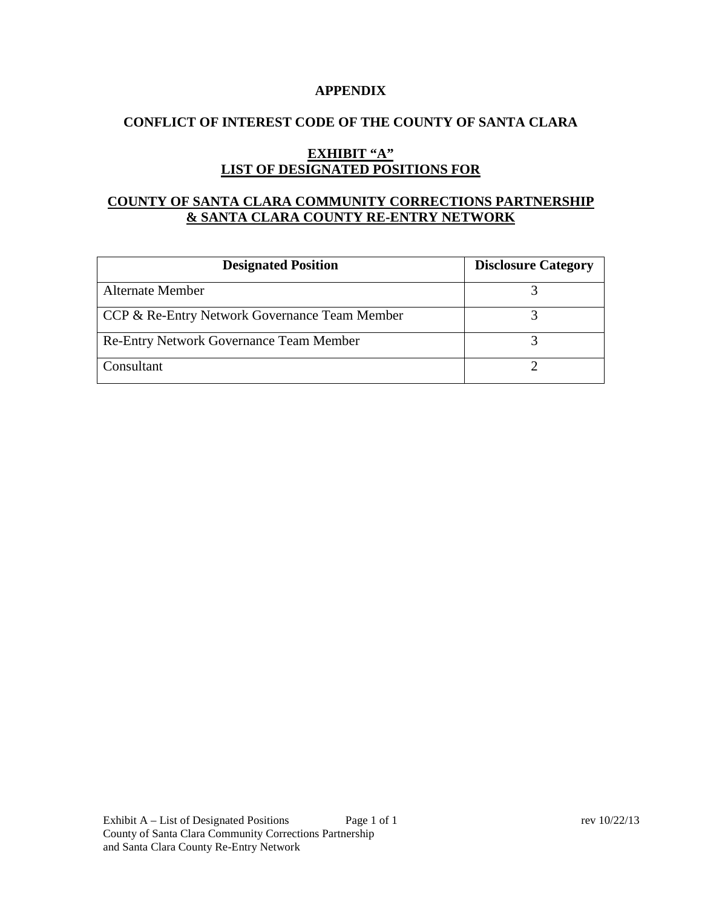**APPENDIX**

**CONFLICT OF INTEREST CODE OF THE COUNTY OF SANTA CLARA**

**EXHIBIT "A"**
**LIST OF DESIGNATED POSITIONS FOR**

**COUNTY OF SANTA CLARA COMMUNITY CORRECTIONS PARTNERSHIP & SANTA CLARA COUNTY RE-ENTRY NETWORK**

| Designated Position | Disclosure Category |
|---|---|
| Alternate Member | 3 |
| CCP & Re-Entry Network Governance Team Member | 3 |
| Re-Entry Network Governance Team Member | 3 |
| Consultant | 2 |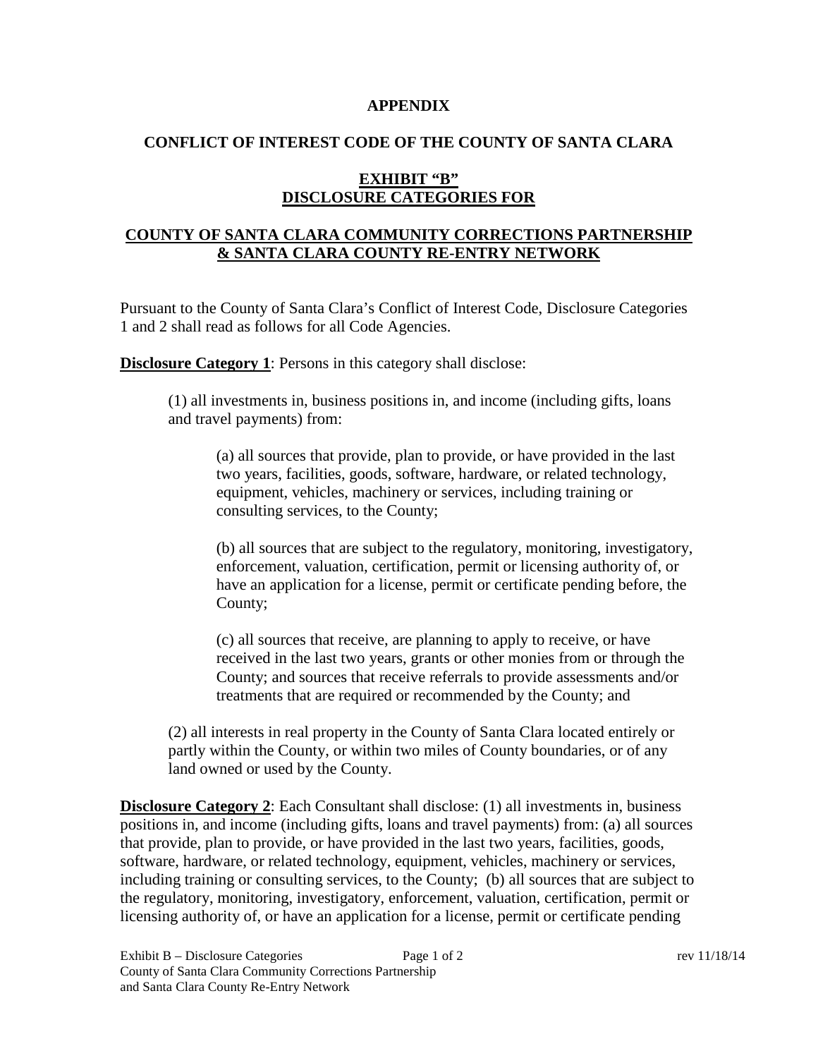**APPENDIX**

**CONFLICT OF INTEREST CODE OF THE COUNTY OF SANTA CLARA**

**EXHIBIT "B"**
**DISCLOSURE CATEGORIES FOR**

**COUNTY OF SANTA CLARA COMMUNITY CORRECTIONS PARTNERSHIP & SANTA CLARA COUNTY RE-ENTRY NETWORK**

Pursuant to the County of Santa Clara's Conflict of Interest Code, Disclosure Categories 1 and 2 shall read as follows for all Code Agencies.

**Disclosure Category 1**: Persons in this category shall disclose:

(1) all investments in, business positions in, and income (including gifts, loans and travel payments) from:

(a) all sources that provide, plan to provide, or have provided in the last two years, facilities, goods, software, hardware, or related technology, equipment, vehicles, machinery or services, including training or consulting services, to the County;

(b) all sources that are subject to the regulatory, monitoring, investigatory, enforcement, valuation, certification, permit or licensing authority of, or have an application for a license, permit or certificate pending before, the County;

(c) all sources that receive, are planning to apply to receive, or have received in the last two years, grants or other monies from or through the County; and sources that receive referrals to provide assessments and/or treatments that are required or recommended by the County; and

(2) all interests in real property in the County of Santa Clara located entirely or partly within the County, or within two miles of County boundaries, or of any land owned or used by the County.

**Disclosure Category 2**: Each Consultant shall disclose: (1) all investments in, business positions in, and income (including gifts, loans and travel payments) from: (a) all sources that provide, plan to provide, or have provided in the last two years, facilities, goods, software, hardware, or related technology, equipment, vehicles, machinery or services, including training or consulting services, to the County; (b) all sources that are subject to the regulatory, monitoring, investigatory, enforcement, valuation, certification, permit or licensing authority of, or have an application for a license, permit or certificate pending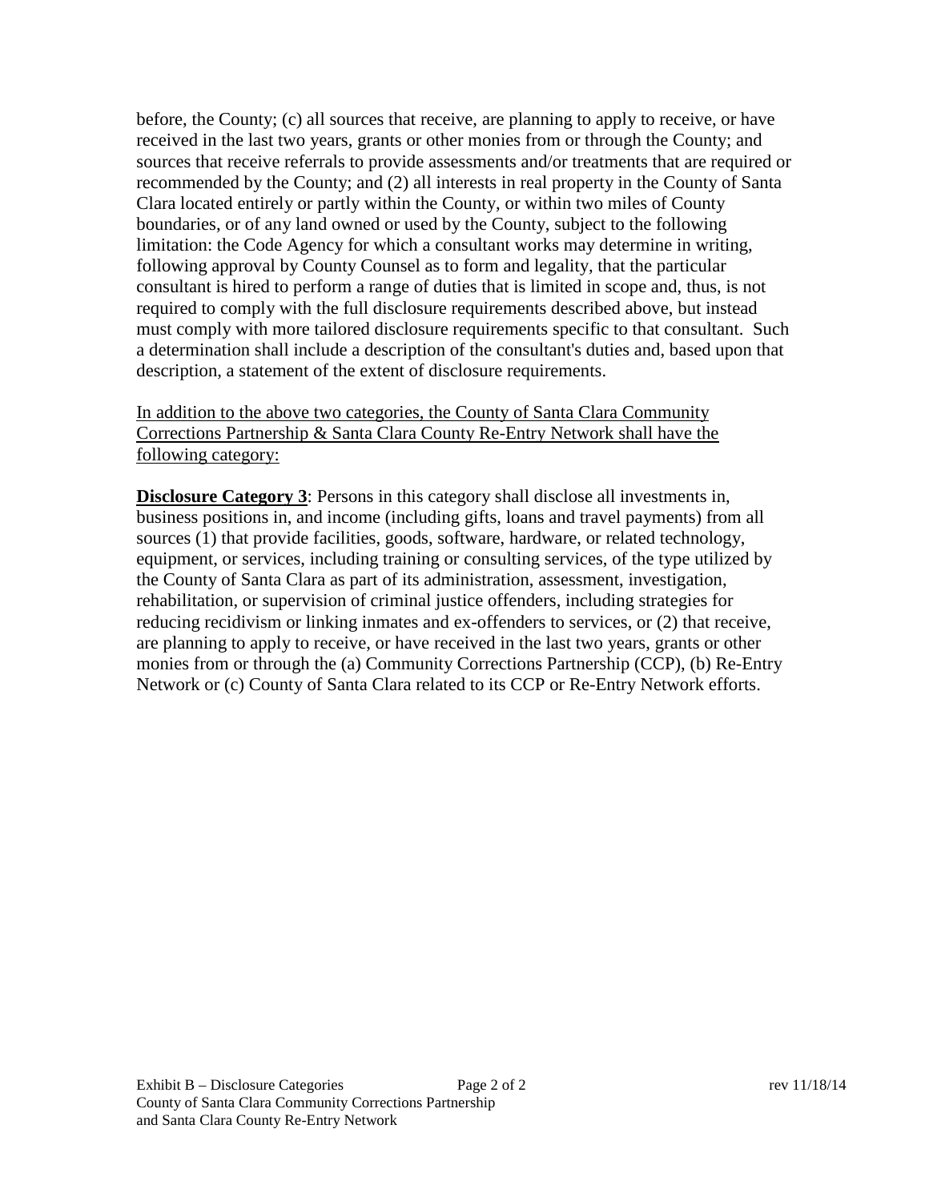before, the County; (c) all sources that receive, are planning to apply to receive, or have received in the last two years, grants or other monies from or through the County; and sources that receive referrals to provide assessments and/or treatments that are required or recommended by the County; and (2) all interests in real property in the County of Santa Clara located entirely or partly within the County, or within two miles of County boundaries, or of any land owned or used by the County, subject to the following limitation: the Code Agency for which a consultant works may determine in writing, following approval by County Counsel as to form and legality, that the particular consultant is hired to perform a range of duties that is limited in scope and, thus, is not required to comply with the full disclosure requirements described above, but instead must comply with more tailored disclosure requirements specific to that consultant. Such a determination shall include a description of the consultant's duties and, based upon that description, a statement of the extent of disclosure requirements.

In addition to the above two categories, the County of Santa Clara Community Corrections Partnership & Santa Clara County Re-Entry Network shall have the following category:

**Disclosure Category 3**: Persons in this category shall disclose all investments in, business positions in, and income (including gifts, loans and travel payments) from all sources (1) that provide facilities, goods, software, hardware, or related technology, equipment, or services, including training or consulting services, of the type utilized by the County of Santa Clara as part of its administration, assessment, investigation, rehabilitation, or supervision of criminal justice offenders, including strategies for reducing recidivism or linking inmates and ex-offenders to services, or (2) that receive, are planning to apply to receive, or have received in the last two years, grants or other monies from or through the (a) Community Corrections Partnership (CCP), (b) Re-Entry Network or (c) County of Santa Clara related to its CCP or Re-Entry Network efforts.